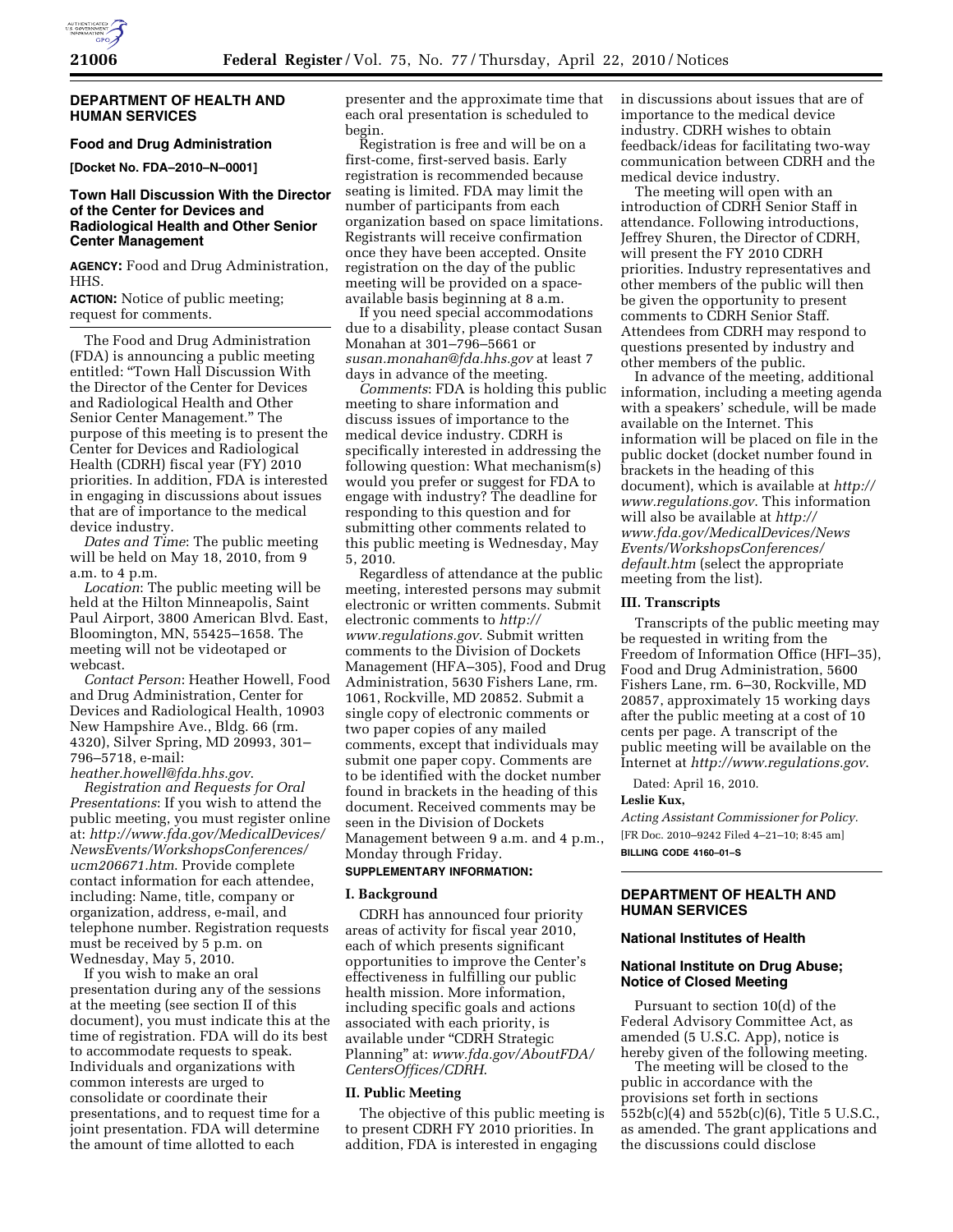## DEPARTMENT OF HEALTH AND HUMAN SERVICES

### Food and Drug Administration

**[Docket No. FDA–2010–N–0001]**

### Town Hall Discussion With the Director of the Center for Devices and Radiological Health and Other Senior Center Management

**AGENCY:** Food and Drug Administration, HHS.

**ACTION:** Notice of public meeting; request for comments.

The Food and Drug Administration (FDA) is announcing a public meeting entitled: "Town Hall Discussion With the Director of the Center for Devices and Radiological Health and Other Senior Center Management." The purpose of this meeting is to present the Center for Devices and Radiological Health (CDRH) fiscal year (FY) 2010 priorities. In addition, FDA is interested in engaging in discussions about issues that are of importance to the medical device industry.

*Dates and Time*: The public meeting will be held on May 18, 2010, from 9 a.m. to 4 p.m.

*Location*: The public meeting will be held at the Hilton Minneapolis, Saint Paul Airport, 3800 American Blvd. East, Bloomington, MN, 55425–1658. The meeting will not be videotaped or webcast.

*Contact Person*: Heather Howell, Food and Drug Administration, Center for Devices and Radiological Health, 10903 New Hampshire Ave., Bldg. 66 (rm. 4320), Silver Spring, MD 20993, 301–796–5718, e-mail: *heather.howell@fda.hhs.gov*.

*Registration and Requests for Oral Presentations*: If you wish to attend the public meeting, you must register online at: *http://www.fda.gov/MedicalDevices/NewsEvents/WorkshopsConferences/ucm206671.htm*. Provide complete contact information for each attendee, including: Name, title, company or organization, address, e-mail, and telephone number. Registration requests must be received by 5 p.m. on Wednesday, May 5, 2010.

If you wish to make an oral presentation during any of the sessions at the meeting (see section II of this document), you must indicate this at the time of registration. FDA will do its best to accommodate requests to speak. Individuals and organizations with common interests are urged to consolidate or coordinate their presentations, and to request time for a joint presentation. FDA will determine the amount of time allotted to each presenter and the approximate time that each oral presentation is scheduled to begin.

Registration is free and will be on a first-come, first-served basis. Early registration is recommended because seating is limited. FDA may limit the number of participants from each organization based on space limitations. Registrants will receive confirmation once they have been accepted. Onsite registration on the day of the public meeting will be provided on a space-available basis beginning at 8 a.m.

If you need special accommodations due to a disability, please contact Susan Monahan at 301–796–5661 or *susan.monahan@fda.hhs.gov* at least 7 days in advance of the meeting.

*Comments*: FDA is holding this public meeting to share information and discuss issues of importance to the medical device industry. CDRH is specifically interested in addressing the following question: What mechanism(s) would you prefer or suggest for FDA to engage with industry? The deadline for responding to this question and for submitting other comments related to this public meeting is Wednesday, May 5, 2010.

Regardless of attendance at the public meeting, interested persons may submit electronic or written comments. Submit electronic comments to *http://www.regulations.gov*. Submit written comments to the Division of Dockets Management (HFA–305), Food and Drug Administration, 5630 Fishers Lane, rm. 1061, Rockville, MD 20852. Submit a single copy of electronic comments or two paper copies of any mailed comments, except that individuals may submit one paper copy. Comments are to be identified with the docket number found in brackets in the heading of this document. Received comments may be seen in the Division of Dockets Management between 9 a.m. and 4 p.m., Monday through Friday.

**SUPPLEMENTARY INFORMATION:**

#### I. Background

CDRH has announced four priority areas of activity for fiscal year 2010, each of which presents significant opportunities to improve the Center's effectiveness in fulfilling our public health mission. More information, including specific goals and actions associated with each priority, is available under "CDRH Strategic Planning" at: *www.fda.gov/AboutFDA/CentersOffices/CDRH*.

#### II. Public Meeting

The objective of this public meeting is to present CDRH FY 2010 priorities. In addition, FDA is interested in engaging in discussions about issues that are of importance to the medical device industry. CDRH wishes to obtain feedback/ideas for facilitating two-way communication between CDRH and the medical device industry.

The meeting will open with an introduction of CDRH Senior Staff in attendance. Following introductions, Jeffrey Shuren, the Director of CDRH, will present the FY 2010 CDRH priorities. Industry representatives and other members of the public will then be given the opportunity to present comments to CDRH Senior Staff. Attendees from CDRH may respond to questions presented by industry and other members of the public.

In advance of the meeting, additional information, including a meeting agenda with a speakers' schedule, will be made available on the Internet. This information will be placed on file in the public docket (docket number found in brackets in the heading of this document), which is available at *http://www.regulations.gov*. This information will also be available at *http://www.fda.gov/MedicalDevices/NewsEvents/WorkshopsConferences/default.htm* (select the appropriate meeting from the list).

#### III. Transcripts

Transcripts of the public meeting may be requested in writing from the Freedom of Information Office (HFI–35), Food and Drug Administration, 5600 Fishers Lane, rm. 6–30, Rockville, MD 20857, approximately 15 working days after the public meeting at a cost of 10 cents per page. A transcript of the public meeting will be available on the Internet at *http://www.regulations.gov*.

Dated: April 16, 2010.

**Leslie Kux,**

*Acting Assistant Commissioner for Policy.*

[FR Doc. 2010–9242 Filed 4–21–10; 8:45 am]

**BILLING CODE 4160–01–S**

## DEPARTMENT OF HEALTH AND HUMAN SERVICES

### National Institutes of Health

### National Institute on Drug Abuse; Notice of Closed Meeting

Pursuant to section 10(d) of the Federal Advisory Committee Act, as amended (5 U.S.C. App), notice is hereby given of the following meeting.

The meeting will be closed to the public in accordance with the provisions set forth in sections 552b(c)(4) and 552b(c)(6), Title 5 U.S.C., as amended. The grant applications and the discussions could disclose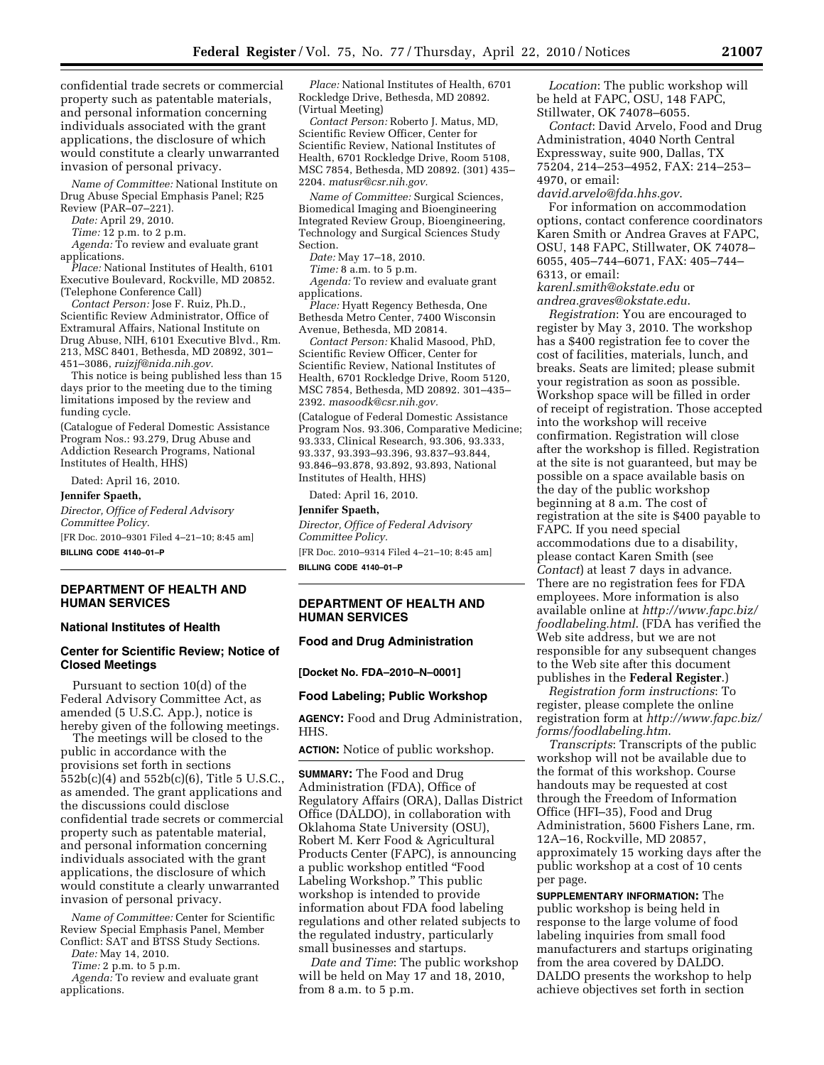confidential trade secrets or commercial property such as patentable materials, and personal information concerning individuals associated with the grant applications, the disclosure of which would constitute a clearly unwarranted invasion of personal privacy.

*Name of Committee:* National Institute on Drug Abuse Special Emphasis Panel; R25 Review (PAR–07–221).

*Date:* April 29, 2010.

*Time:* 12 p.m. to 2 p.m.

*Agenda:* To review and evaluate grant applications.

*Place:* National Institutes of Health, 6101 Executive Boulevard, Rockville, MD 20852. (Telephone Conference Call)

*Contact Person:* Jose F. Ruiz, Ph.D., Scientific Review Administrator, Office of Extramural Affairs, National Institute on Drug Abuse, NIH, 6101 Executive Blvd., Rm. 213, MSC 8401, Bethesda, MD 20892, 301–451–3086, *ruizjf@nida.nih.gov.*

This notice is being published less than 15 days prior to the meeting due to the timing limitations imposed by the review and funding cycle.

(Catalogue of Federal Domestic Assistance Program Nos.: 93.279, Drug Abuse and Addiction Research Programs, National Institutes of Health, HHS)

Dated: April 16, 2010.

**Jennifer Spaeth,**

*Director, Office of Federal Advisory Committee Policy.*

[FR Doc. 2010–9301 Filed 4–21–10; 8:45 am]

**BILLING CODE 4140–01–P**

## DEPARTMENT OF HEALTH AND HUMAN SERVICES

### National Institutes of Health

### Center for Scientific Review; Notice of Closed Meetings

Pursuant to section 10(d) of the Federal Advisory Committee Act, as amended (5 U.S.C. App.), notice is hereby given of the following meetings.

The meetings will be closed to the public in accordance with the provisions set forth in sections 552b(c)(4) and 552b(c)(6), Title 5 U.S.C., as amended. The grant applications and the discussions could disclose confidential trade secrets or commercial property such as patentable material, and personal information concerning individuals associated with the grant applications, the disclosure of which would constitute a clearly unwarranted invasion of personal privacy.

*Name of Committee:* Center for Scientific Review Special Emphasis Panel, Member Conflict: SAT and BTSS Study Sections.

*Date:* May 14, 2010.

*Time:* 2 p.m. to 5 p.m.

*Agenda:* To review and evaluate grant applications.

*Place:* National Institutes of Health, 6701 Rockledge Drive, Bethesda, MD 20892. (Virtual Meeting)

*Contact Person:* Roberto J. Matus, MD, Scientific Review Officer, Center for Scientific Review, National Institutes of Health, 6701 Rockledge Drive, Room 5108, MSC 7854, Bethesda, MD 20892. (301) 435–2204. *matusr@csr.nih.gov.*

*Name of Committee:* Surgical Sciences, Biomedical Imaging and Bioengineering Integrated Review Group, Bioengineering, Technology and Surgical Sciences Study Section.

*Date:* May 17–18, 2010.

*Time:* 8 a.m. to 5 p.m.

*Agenda:* To review and evaluate grant applications.

*Place:* Hyatt Regency Bethesda, One Bethesda Metro Center, 7400 Wisconsin Avenue, Bethesda, MD 20814.

*Contact Person:* Khalid Masood, PhD, Scientific Review Officer, Center for Scientific Review, National Institutes of Health, 6701 Rockledge Drive, Room 5120, MSC 7854, Bethesda, MD 20892. 301–435–2392. *masoodk@csr.nih.gov.*

(Catalogue of Federal Domestic Assistance Program Nos. 93.306, Comparative Medicine; 93.333, Clinical Research, 93.306, 93.333, 93.337, 93.393–93.396, 93.837–93.844, 93.846–93.878, 93.892, 93.893, National Institutes of Health, HHS)

Dated: April 16, 2010.

**Jennifer Spaeth,**

*Director, Office of Federal Advisory Committee Policy.*

[FR Doc. 2010–9314 Filed 4–21–10; 8:45 am]

**BILLING CODE 4140–01–P**

## DEPARTMENT OF HEALTH AND HUMAN SERVICES

### Food and Drug Administration

**[Docket No. FDA–2010–N–0001]**

### Food Labeling; Public Workshop

**AGENCY:** Food and Drug Administration, HHS.

**ACTION:** Notice of public workshop.

**SUMMARY:** The Food and Drug Administration (FDA), Office of Regulatory Affairs (ORA), Dallas District Office (DALDO), in collaboration with Oklahoma State University (OSU), Robert M. Kerr Food & Agricultural Products Center (FAPC), is announcing a public workshop entitled "Food Labeling Workshop." This public workshop is intended to provide information about FDA food labeling regulations and other related subjects to the regulated industry, particularly small businesses and startups.

*Date and Time*: The public workshop will be held on May 17 and 18, 2010, from 8 a.m. to 5 p.m.

*Location*: The public workshop will be held at FAPC, OSU, 148 FAPC, Stillwater, OK 74078–6055.

*Contact*: David Arvelo, Food and Drug Administration, 4040 North Central Expressway, suite 900, Dallas, TX 75204, 214–253–4952, FAX: 214–253–4970, or email: *david.arvelo@fda.hhs.gov*.

For information on accommodation options, contact conference coordinators Karen Smith or Andrea Graves at FAPC, OSU, 148 FAPC, Stillwater, OK 74078–6055, 405–744–6071, FAX: 405–744–6313, or email: *karenl.smith@okstate.edu* or *andrea.graves@okstate.edu*.

*Registration*: You are encouraged to register by May 3, 2010. The workshop has a $400 registration fee to cover the cost of facilities, materials, lunch, and breaks. Seats are limited; please submit your registration as soon as possible. Workshop space will be filled in order of receipt of registration. Those accepted into the workshop will receive confirmation. Registration will close after the workshop is filled. Registration at the site is not guaranteed, but may be possible on a space available basis on the day of the public workshop beginning at 8 a.m. The cost of registration at the site is $400 payable to FAPC. If you need special accommodations due to a disability, please contact Karen Smith (see *Contact*) at least 7 days in advance. There are no registration fees for FDA employees. More information is also available online at *http://www.fapc.biz/foodlabeling.html*. (FDA has verified the Web site address, but we are not responsible for any subsequent changes to the Web site after this document publishes in the **Federal Register**.)

*Registration form instructions*: To register, please complete the online registration form at *http://www.fapc.biz/forms/foodlabeling.htm*.

*Transcripts*: Transcripts of the public workshop will not be available due to the format of this workshop. Course handouts may be requested at cost through the Freedom of Information Office (HFI–35), Food and Drug Administration, 5600 Fishers Lane, rm. 12A–16, Rockville, MD 20857, approximately 15 working days after the public workshop at a cost of 10 cents per page.

**SUPPLEMENTARY INFORMATION:** The public workshop is being held in response to the large volume of food labeling inquiries from small food manufacturers and startups originating from the area covered by DALDO. DALDO presents the workshop to help achieve objectives set forth in section